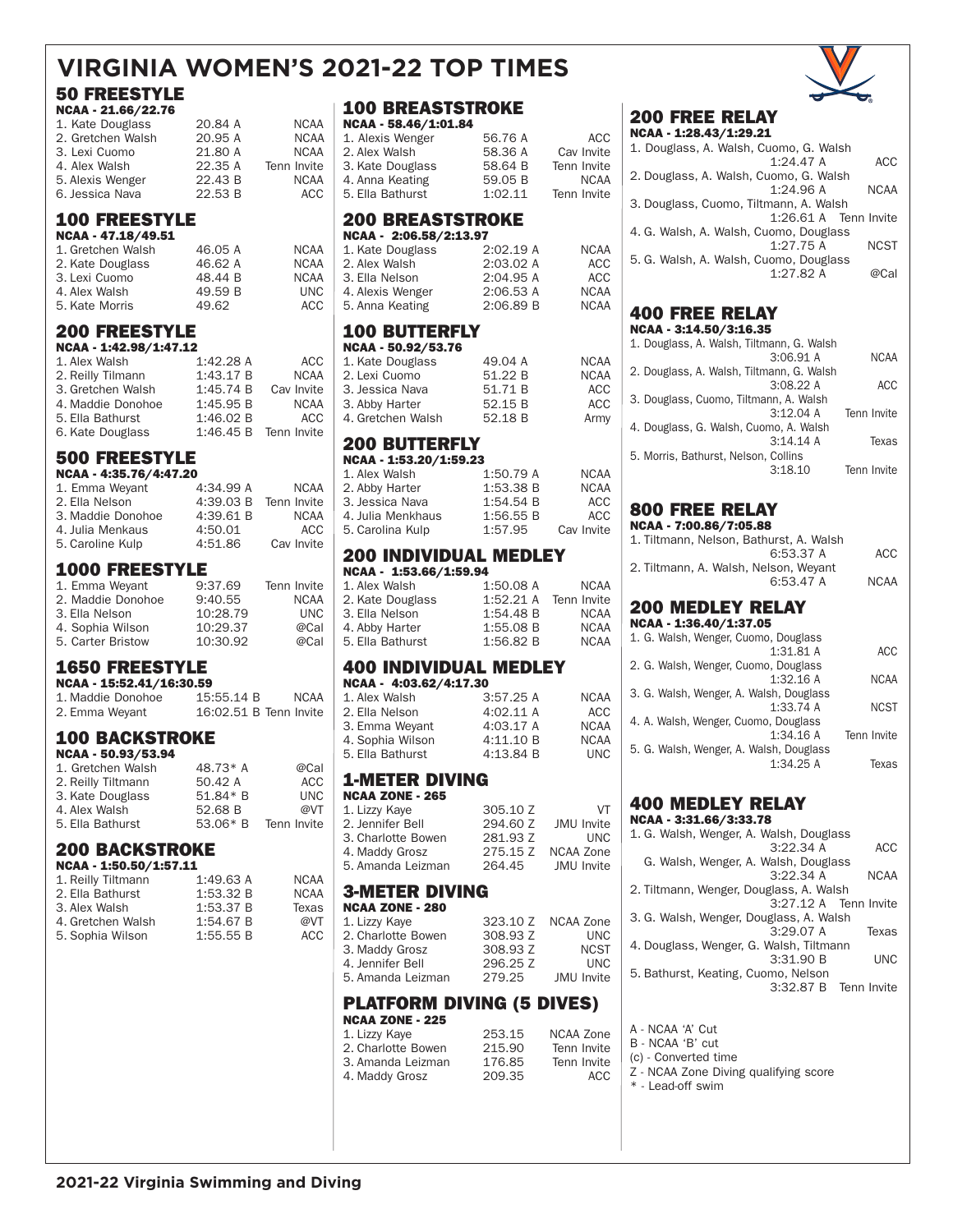# VIRGINIA WOMEN'S 2021-22 TOP TIMES

## 50 FREESTYLE
**NCAA - 21.66/22.76**

| Swimmer | Time | Meet |
|---|---|---|
| 1. Kate Douglass | 20.84 A | NCAA |
| 2. Gretchen Walsh | 20.95 A | NCAA |
| 3. Lexi Cuomo | 21.80 A | NCAA |
| 4. Alex Walsh | 22.35 A | Tenn Invite |
| 5. Alexis Wenger | 22.43 B | NCAA |
| 6. Jessica Nava | 22.53 B | ACC |

## 100 FREESTYLE
**NCAA - 47.18/49.51**

| Swimmer | Time | Meet |
|---|---|---|
| 1. Gretchen Walsh | 46.05 A | NCAA |
| 2. Kate Douglass | 46.62 A | NCAA |
| 3. Lexi Cuomo | 48.44 B | NCAA |
| 4. Alex Walsh | 49.59 B | UNC |
| 5. Kate Morris | 49.62 | ACC |

## 200 FREESTYLE
**NCAA - 1:42.98/1:47.12**

| Swimmer | Time | Meet |
|---|---|---|
| 1. Alex Walsh | 1:42.28 A | ACC |
| 2. Reilly Tilmann | 1:43.17 B | NCAA |
| 3. Gretchen Walsh | 1:45.74 B | Cav Invite |
| 4. Maddie Donohoe | 1:45.95 B | NCAA |
| 5. Ella Bathurst | 1:46.02 B | ACC |
| 6. Kate Douglass | 1:46.45 B | Tenn Invite |

## 500 FREESTYLE
**NCAA - 4:35.76/4:47.20**

| Swimmer | Time | Meet |
|---|---|---|
| 1. Emma Weyant | 4:34.99 A | NCAA |
| 2. Ella Nelson | 4:39.03 B | Tenn Invite |
| 3. Maddie Donohoe | 4:39.61 B | NCAA |
| 4. Julia Menkaus | 4:50.01 | ACC |
| 5. Caroline Kulp | 4:51.86 | Cav Invite |

## 1000 FREESTYLE

| Swimmer | Time | Meet |
|---|---|---|
| 1. Emma Weyant | 9:37.69 | Tenn Invite |
| 2. Maddie Donohoe | 9:40.55 | NCAA |
| 3. Ella Nelson | 10:28.79 | UNC |
| 4. Sophia Wilson | 10:29.37 | @Cal |
| 5. Carter Bristow | 10:30.92 | @Cal |

## 1650 FREESTYLE
**NCAA - 15:52.41/16:30.59**

| Swimmer | Time | Meet |
|---|---|---|
| 1. Maddie Donohoe | 15:55.14 B | NCAA |
| 2. Emma Weyant | 16:02.51 B | Tenn Invite |

## 100 BACKSTROKE
**NCAA - 50.93/53.94**

| Swimmer | Time | Meet |
|---|---|---|
| 1. Gretchen Walsh | 48.73* A | @Cal |
| 2. Reilly Tiltmann | 50.42 A | ACC |
| 3. Kate Douglass | 51.84* B | UNC |
| 4. Alex Walsh | 52.68 B | @VT |
| 5. Ella Bathurst | 53.06* B | Tenn Invite |

## 200 BACKSTROKE
**NCAA - 1:50.50/1:57.11**

| Swimmer | Time | Meet |
|---|---|---|
| 1. Reilly Tiltmann | 1:49.63 A | NCAA |
| 2. Ella Bathurst | 1:53.32 B | NCAA |
| 3. Alex Walsh | 1:53.37 B | Texas |
| 4. Gretchen Walsh | 1:54.67 B | @VT |
| 5. Sophia Wilson | 1:55.55 B | ACC |

## 100 BREASTSTROKE
**NCAA - 58.46/1:01.84**

| Swimmer | Time | Meet |
|---|---|---|
| 1. Alexis Wenger | 56.76 A | ACC |
| 2. Alex Walsh | 58.36 A | Cav Invite |
| 3. Kate Douglass | 58.64 B | Tenn Invite |
| 4. Anna Keating | 59.05 B | NCAA |
| 5. Ella Bathurst | 1:02.11 | Tenn Invite |

## 200 BREASTSTROKE
**NCAA - 2:06.58/2:13.97**

| Swimmer | Time | Meet |
|---|---|---|
| 1. Kate Douglass | 2:02.19 A | NCAA |
| 2. Alex Walsh | 2:03.02 A | ACC |
| 3. Ella Nelson | 2:04.95 A | ACC |
| 4. Alexis Wenger | 2:06.53 A | NCAA |
| 5. Anna Keating | 2:06.89 B | NCAA |

## 100 BUTTERFLY
**NCAA - 50.92/53.76**

| Swimmer | Time | Meet |
|---|---|---|
| 1. Kate Douglass | 49.04 A | NCAA |
| 2. Lexi Cuomo | 51.22 B | NCAA |
| 3. Jessica Nava | 51.71 B | ACC |
| 3. Abby Harter | 52.15 B | ACC |
| 4. Gretchen Walsh | 52.18 B | Army |

## 200 BUTTERFLY
**NCAA - 1:53.20/1:59.23**

| Swimmer | Time | Meet |
|---|---|---|
| 1. Alex Walsh | 1:50.79 A | NCAA |
| 2. Abby Harter | 1:53.38 B | NCAA |
| 3. Jessica Nava | 1:54.54 B | ACC |
| 4. Julia Menkhaus | 1:56.55 B | ACC |
| 5. Carolina Kulp | 1:57.95 | Cav Invite |

## 200 INDIVIDUAL MEDLEY
**NCAA - 1:53.66/1:59.94**

| Swimmer | Time | Meet |
|---|---|---|
| 1. Alex Walsh | 1:50.08 A | NCAA |
| 2. Kate Douglass | 1:52.21 A | Tenn Invite |
| 3. Ella Nelson | 1:54.48 B | NCAA |
| 4. Abby Harter | 1:55.08 B | NCAA |
| 5. Ella Bathurst | 1:56.82 B | NCAA |

## 400 INDIVIDUAL MEDLEY
**NCAA - 4:03.62/4:17.30**

| Swimmer | Time | Meet |
|---|---|---|
| 1. Alex Walsh | 3:57.25 A | NCAA |
| 2. Ella Nelson | 4:02.11 A | ACC |
| 3. Emma Weyant | 4:03.17 A | NCAA |
| 4. Sophia Wilson | 4:11.10 B | NCAA |
| 5. Ella Bathurst | 4:13.84 B | UNC |

## 1-METER DIVING
**NCAA ZONE - 265**

| Diver | Score | Meet |
|---|---|---|
| 1. Lizzy Kaye | 305.10 Z | VT |
| 2. Jennifer Bell | 294.60 Z | JMU Invite |
| 3. Charlotte Bowen | 281.93 Z | UNC |
| 4. Maddy Grosz | 275.15 Z | NCAA Zone |
| 5. Amanda Leizman | 264.45 | JMU Invite |

## 3-METER DIVING
**NCAA ZONE - 280**

| Diver | Score | Meet |
|---|---|---|
| 1. Lizzy Kaye | 323.10 Z | NCAA Zone |
| 2. Charlotte Bowen | 308.93 Z | UNC |
| 3. Maddy Grosz | 308.93 Z | NCST |
| 4. Jennifer Bell | 296.25 Z | UNC |
| 5. Amanda Leizman | 279.25 | JMU Invite |

## PLATFORM DIVING (5 DIVES)
**NCAA ZONE - 225**

| Diver | Score | Meet |
|---|---|---|
| 1. Lizzy Kaye | 253.15 | NCAA Zone |
| 2. Charlotte Bowen | 215.90 | Tenn Invite |
| 3. Amanda Leizman | 176.85 | Tenn Invite |
| 4. Maddy Grosz | 209.35 | ACC |

## 200 FREE RELAY
**NCAA - 1:28.43/1:29.21**

| Relay | Time | Meet |
|---|---|---|
| 1. Douglass, A. Walsh, Cuomo, G. Walsh | 1:24.47 A | ACC |
| 2. Douglass, A. Walsh, Cuomo, G. Walsh | 1:24.96 A | NCAA |
| 3. Douglass, Cuomo, Tiltmann, A. Walsh | 1:26.61 A | Tenn Invite |
| 4. G. Walsh, A. Walsh, Cuomo, Douglass | 1:27.75 A | NCST |
| 5. G. Walsh, A. Walsh, Cuomo, Douglass | 1:27.82 A | @Cal |

## 400 FREE RELAY
**NCAA - 3:14.50/3:16.35**

| Relay | Time | Meet |
|---|---|---|
| 1. Douglass, A. Walsh, Tiltmann, G. Walsh | 3:06.91 A | NCAA |
| 2. Douglass, A. Walsh, Tiltmann, G. Walsh | 3:08.22 A | ACC |
| 3. Douglass, Cuomo, Tiltmann, A. Walsh | 3:12.04 A | Tenn Invite |
| 4. Douglass, G. Walsh, Cuomo, A. Walsh | 3:14.14 A | Texas |
| 5. Morris, Bathurst, Nelson, Collins | 3:18.10 | Tenn Invite |

## 800 FREE RELAY
**NCAA - 7:00.86/7:05.88**

| Relay | Time | Meet |
|---|---|---|
| 1. Tiltmann, Nelson, Bathurst, A. Walsh | 6:53.37 A | ACC |
| 2. Tiltmann, A. Walsh, Nelson, Weyant | 6:53.47 A | NCAA |

## 200 MEDLEY RELAY
**NCAA - 1:36.40/1:37.05**

| Relay | Time | Meet |
|---|---|---|
| 1. G. Walsh, Wenger, Cuomo, Douglass | 1:31.81 A | ACC |
| 2. G. Walsh, Wenger, Cuomo, Douglass | 1:32.16 A | NCAA |
| 3. G. Walsh, Wenger, A. Walsh, Douglass | 1:33.74 A | NCST |
| 4. A. Walsh, Wenger, Cuomo, Douglass | 1:34.16 A | Tenn Invite |
| 5. G. Walsh, Wenger, A. Walsh, Douglass | 1:34.25 A | Texas |

## 400 MEDLEY RELAY
**NCAA - 3:31.66/3:33.78**

| Relay | Time | Meet |
|---|---|---|
| 1. G. Walsh, Wenger, A. Walsh, Douglass | 3:22.34 A | ACC |
| G. Walsh, Wenger, A. Walsh, Douglass | 3:22.34 A | NCAA |
| 2. Tiltmann, Wenger, Douglass, A. Walsh | 3:27.12 A | Tenn Invite |
| 3. G. Walsh, Wenger, Douglass, A. Walsh | 3:29.07 A | Texas |
| 4. Douglass, Wenger, G. Walsh, Tiltmann | 3:31.90 B | UNC |
| 5. Bathurst, Keating, Cuomo, Nelson | 3:32.87 B | Tenn Invite |

A - NCAA 'A' Cut
B - NCAA 'B' cut
(c) - Converted time
Z - NCAA Zone Diving qualifying score
* - Lead-off swim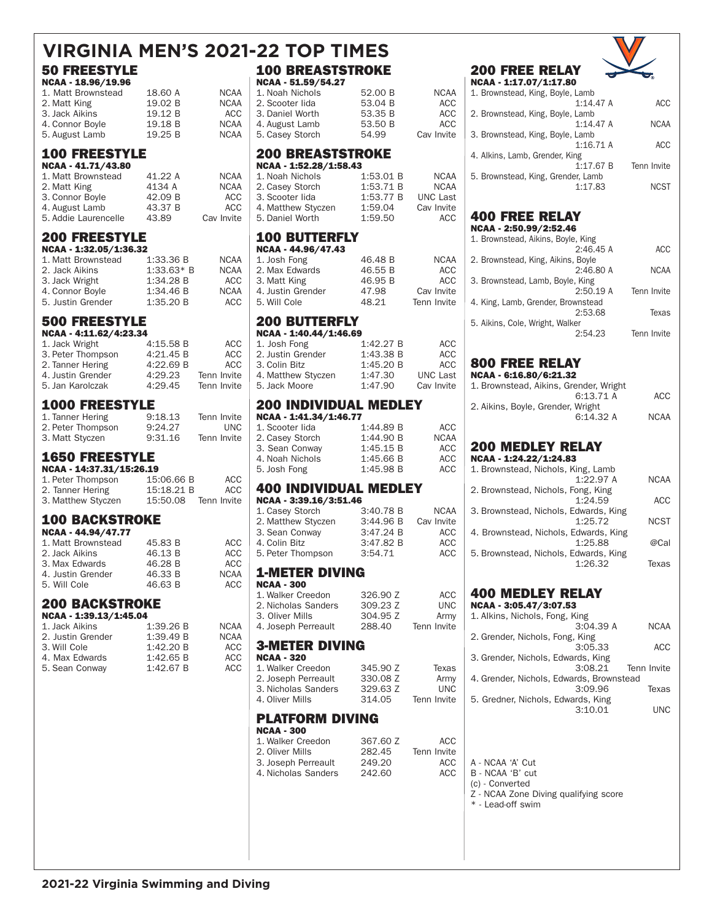# VIRGINIA MEN'S 2021-22 TOP TIMES

## 50 FREESTYLE

**NCAA - 18.96/19.96**

| | | |
|---|---|---|
| 1. Matt Brownstead | 18.60 A | NCAA |
| 2. Matt King | 19.02 B | NCAA |
| 3. Jack Aikins | 19.12 B | ACC |
| 4. Connor Boyle | 19.18 B | NCAA |
| 5. August Lamb | 19.25 B | NCAA |

## 100 FREESTYLE

**NCAA - 41.71/43.80**

| | | |
|---|---|---|
| 1. Matt Brownstead | 41.22 A | NCAA |
| 2. Matt King | 4134 A | NCAA |
| 3. Connor Boyle | 42.09 B | ACC |
| 4. August Lamb | 43.37 B | ACC |
| 5. Addie Laurencelle | 43.89 | Cav Invite |

## 200 FREESTYLE

**NCAA - 1:32.05/1:36.32**

| | | |
|---|---|---|
| 1. Matt Brownstead | 1:33.36 B | NCAA |
| 2. Jack Aikins | 1:33.63* B | NCAA |
| 3. Jack Wright | 1:34.28 B | ACC |
| 4. Connor Boyle | 1:34.46 B | NCAA |
| 5. Justin Grender | 1:35.20 B | ACC |

## 500 FREESTYLE

**NCAA - 4:11.62/4:23.34**

| | | |
|---|---|---|
| 1. Jack Wright | 4:15.58 B | ACC |
| 3. Peter Thompson | 4:21.45 B | ACC |
| 2. Tanner Hering | 4:22.69 B | ACC |
| 4. Justin Grender | 4:29.23 | Tenn Invite |
| 5. Jan Karolczak | 4:29.45 | Tenn Invite |

## 1000 FREESTYLE

| | | |
|---|---|---|
| 1. Tanner Hering | 9:18.13 | Tenn Invite |
| 2. Peter Thompson | 9:24.27 | UNC |
| 3. Matt Styczen | 9:31.16 | Tenn Invite |

## 1650 FREESTYLE

**NCAA - 14:37.31/15:26.19**

| | | |
|---|---|---|
| 1. Peter Thompson | 15:06.66 B | ACC |
| 2. Tanner Hering | 15:18.21 B | ACC |
| 3. Matthew Styczen | 15:50.08 | Tenn Invite |

## 100 BACKSTROKE

**NCAA - 44.94/47.77**

| | | |
|---|---|---|
| 1. Matt Brownstead | 45.83 B | ACC |
| 2. Jack Aikins | 46.13 B | ACC |
| 3. Max Edwards | 46.28 B | ACC |
| 4. Justin Grender | 46.33 B | NCAA |
| 5. Will Cole | 46.63 B | ACC |

## 200 BACKSTROKE

**NCAA - 1:39.13/1:45.04**

| | | |
|---|---|---|
| 1. Jack Aikins | 1:39.26 B | NCAA |
| 2. Justin Grender | 1:39.49 B | NCAA |
| 3. Will Cole | 1:42.20 B | ACC |
| 4. Max Edwards | 1:42.65 B | ACC |
| 5. Sean Conway | 1:42.67 B | ACC |

## 100 BREASTSTROKE

**NCAA - 51.59/54.27**

| | | |
|---|---|---|
| 1. Noah Nichols | 52.00 B | NCAA |
| 2. Scooter Iida | 53.04 B | ACC |
| 3. Daniel Worth | 53.35 B | ACC |
| 4. August Lamb | 53.50 B | ACC |
| 5. Casey Storch | 54.99 | Cav Invite |

## 200 BREASTSTROKE

**NCAA - 1:52.28/1:58.43**

| | | |
|---|---|---|
| 1. Noah Nichols | 1:53.01 B | NCAA |
| 2. Casey Storch | 1:53.71 B | NCAA |
| 3. Scooter Iida | 1:53.77 B | UNC Last |
| 4. Matthew Styczen | 1:59.04 | Cav Invite |
| 5. Daniel Worth | 1:59.50 | ACC |

## 100 BUTTERFLY

**NCAA - 44.96/47.43**

| | | |
|---|---|---|
| 1. Josh Fong | 46.48 B | NCAA |
| 2. Max Edwards | 46.55 B | ACC |
| 3. Matt King | 46.95 B | ACC |
| 4. Justin Grender | 47.98 | Cav Invite |
| 5. Will Cole | 48.21 | Tenn Invite |

## 200 BUTTERFLY

**NCAA - 1:40.44/1:46.69**

| | | |
|---|---|---|
| 1. Josh Fong | 1:42.27 B | ACC |
| 2. Justin Grender | 1:43.38 B | ACC |
| 3. Colin Bitz | 1:45.20 B | ACC |
| 4. Matthew Styczen | 1:47.30 | UNC Last |
| 5. Jack Moore | 1:47.90 | Cav Invite |

## 200 INDIVIDUAL MEDLEY

**NCAA - 1:41.34/1:46.77**

| | | |
|---|---|---|
| 1. Scooter Iida | 1:44.89 B | ACC |
| 2. Casey Storch | 1:44.90 B | NCAA |
| 3. Sean Conway | 1:45.15 B | ACC |
| 4. Noah Nichols | 1:45.66 B | ACC |
| 5. Josh Fong | 1:45.98 B | ACC |

## 400 INDIVIDUAL MEDLEY

**NCAA - 3:39.16/3:51.46**

| | | |
|---|---|---|
| 1. Casey Storch | 3:40.78 B | NCAA |
| 2. Matthew Styczen | 3:44.96 B | Cav Invite |
| 3. Sean Conway | 3:47.24 B | ACC |
| 4. Colin Bitz | 3:47.82 B | ACC |
| 5. Peter Thompson | 3:54.71 | ACC |

## 1-METER DIVING

**NCAA - 300**

| | | |
|---|---|---|
| 1. Walker Creedon | 326.90 Z | ACC |
| 2. Nicholas Sanders | 309.23 Z | UNC |
| 3. Oliver Mills | 304.95 Z | Army |
| 4. Joseph Perreault | 288.40 | Tenn Invite |

## 3-METER DIVING

**NCAA - 320**

| | | |
|---|---|---|
| 1. Walker Creedon | 345.90 Z | Texas |
| 2. Joseph Perreault | 330.08 Z | Army |
| 3. Nicholas Sanders | 329.63 Z | UNC |
| 4. Oliver Mills | 314.05 | Tenn Invite |

## PLATFORM DIVING

**NCAA - 300**

| | | |
|---|---|---|
| 1. Walker Creedon | 367.60 Z | ACC |
| 2. Oliver Mills | 282.45 | Tenn Invite |
| 3. Joseph Perreault | 249.20 | ACC |
| 4. Nicholas Sanders | 242.60 | ACC |

## 200 FREE RELAY

**NCAA - 1:17.07/1:17.80**

| | | |
|---|---|---|
| 1. Brownstead, King, Boyle, Lamb | 1:14.47 A | ACC |
| 2. Brownstead, King, Boyle, Lamb | 1:14.47 A | NCAA |
| 3. Brownstead, King, Boyle, Lamb | 1:16.71 A | ACC |
| 4. Alkins, Lamb, Grender, King | 1:17.67 B | Tenn Invite |
| 5. Brownstead, King, Grender, Lamb | 1:17.83 | NCST |

## 400 FREE RELAY

**NCAA - 2:50.99/2:52.46**

| | | |
|---|---|---|
| 1. Brownstead, Aikins, Boyle, King | 2:46.45 A | ACC |
| 2. Brownstead, King, Aikins, Boyle | 2:46.80 A | NCAA |
| 3. Brownstead, Lamb, Boyle, King | 2:50.19 A | Tenn Invite |
| 4. King, Lamb, Grender, Brownstead | 2:53.68 | Texas |
| 5. Aikins, Cole, Wright, Walker | 2:54.23 | Tenn Invite |

## 800 FREE RELAY

**NCAA - 6:16.80/6:21.32**

| | | |
|---|---|---|
| 1. Brownstead, Aikins, Grender, Wright | 6:13.71 A | ACC |
| 2. Aikins, Boyle, Grender, Wright | 6:14.32 A | NCAA |

## 200 MEDLEY RELAY

**NCAA - 1:24.22/1:24.83**

| | | |
|---|---|---|
| 1. Brownstead, Nichols, King, Lamb | 1:22.97 A | NCAA |
| 2. Brownstead, Nichols, Fong, King | 1:24.59 | ACC |
| 3. Brownstead, Nichols, Edwards, King | 1:25.72 | NCST |
| 4. Brownstead, Nichols, Edwards, King | 1:25.88 | @Cal |
| 5. Brownstead, Nichols, Edwards, King | 1:26.32 | Texas |

## 400 MEDLEY RELAY

**NCAA - 3:05.47/3:07.53**

| | | |
|---|---|---|
| 1. Alkins, Nichols, Fong, King | 3:04.39 A | NCAA |
| 2. Grender, Nichols, Fong, King | 3:05.33 | ACC |
| 3. Grender, Nichols, Edwards, King | 3:08.21 | Tenn Invite |
| 4. Grender, Nichols, Edwards, Brownstead | 3:09.96 | Texas |
| 5. Gredner, Nichols, Edwards, King | 3:10.01 | UNC |

A - NCAA 'A' Cut
B - NCAA 'B' cut
(c) - Converted
Z - NCAA Zone Diving qualifying score
\* - Lead-off swim